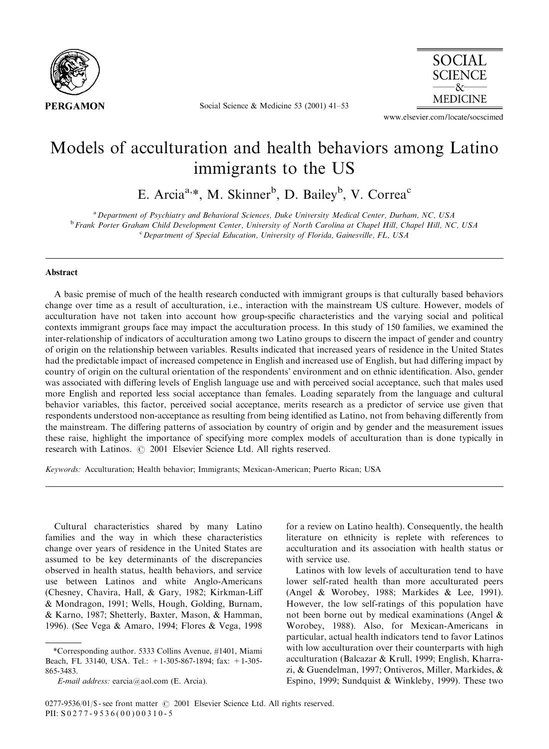# Models of acculturation and health behaviors among Latino immigrants to the US

E. Arcia[a,*], M. Skinner[b], D. Bailey[b], V. Correa[c]

[a] Department of Psychiatry and Behavioral Sciences, Duke University Medical Center, Durham, NC, USA
[b] Frank Porter Graham Child Development Center, University of North Carolina at Chapel Hill, Chapel Hill, NC, USA
[c] Department of Special Education, University of Florida, Gainesville, FL, USA

## Abstract

A basic premise of much of the health research conducted with immigrant groups is that culturally based behaviors change over time as a result of acculturation, i.e., interaction with the mainstream US culture. However, models of acculturation have not taken into account how group-specific characteristics and the varying social and political contexts immigrant groups face may impact the acculturation process. In this study of 150 families, we examined the inter-relationship of indicators of acculturation among two Latino groups to discern the impact of gender and country of origin on the relationship between variables. Results indicated that increased years of residence in the United States had the predictable impact of increased competence in English and increased use of English, but had differing impact by country of origin on the cultural orientation of the respondents' environment and on ethnic identification. Also, gender was associated with differing levels of English language use and with perceived social acceptance, such that males used more English and reported less social acceptance than females. Loading separately from the language and cultural behavior variables, this factor, perceived social acceptance, merits research as a predictor of service use given that respondents understood non-acceptance as resulting from being identified as Latino, not from behaving differently from the mainstream. The differing patterns of association by country of origin and by gender and the measurement issues these raise, highlight the importance of specifying more complex models of acculturation than is done typically in research with Latinos. © 2001 Elsevier Science Ltd. All rights reserved.

*Keywords:* Acculturation; Health behavior; Immigrants; Mexican-American; Puerto Rican; USA

Cultural characteristics shared by many Latino families and the way in which these characteristics change over years of residence in the United States are assumed to be key determinants of the discrepancies observed in health status, health behaviors, and service use between Latinos and white Anglo-Americans (Chesney, Chavira, Hall, & Gary, 1982; Kirkman-Liff & Mondragon, 1991; Wells, Hough, Golding, Burnam, & Karno, 1987; Shetterly, Baxter, Mason, & Hamman, 1996). (See Vega & Amaro, 1994; Flores & Vega, 1998 for a review on Latino health). Consequently, the health literature on ethnicity is replete with references to acculturation and its association with health status or with service use.

Latinos with low levels of acculturation tend to have lower self-rated health than more acculturated peers (Angel & Worobey, 1988; Markides & Lee, 1991). However, the low self-ratings of this population have not been borne out by medical examinations (Angel & Worobey, 1988). Also, for Mexican-Americans in particular, actual health indicators tend to favor Latinos with low acculturation over their counterparts with high acculturation (Balcazar & Krull, 1999; English, Kharrazi, & Guendelman, 1997; Ontiveros, Miller, Markides, & Espino, 1999; Sundquist & Winkleby, 1999). These two

*Corresponding author. 5333 Collins Avenue, #1401, Miami Beach, FL 33140, USA. Tel.: +1-305-867-1894; fax: +1-305-865-3483.
*E-mail address:* earcia@aol.com (E. Arcia).

0277-9536/01/$ - see front matter © 2001 Elsevier Science Ltd. All rights reserved.
PII: S0277-9536(00)00310-5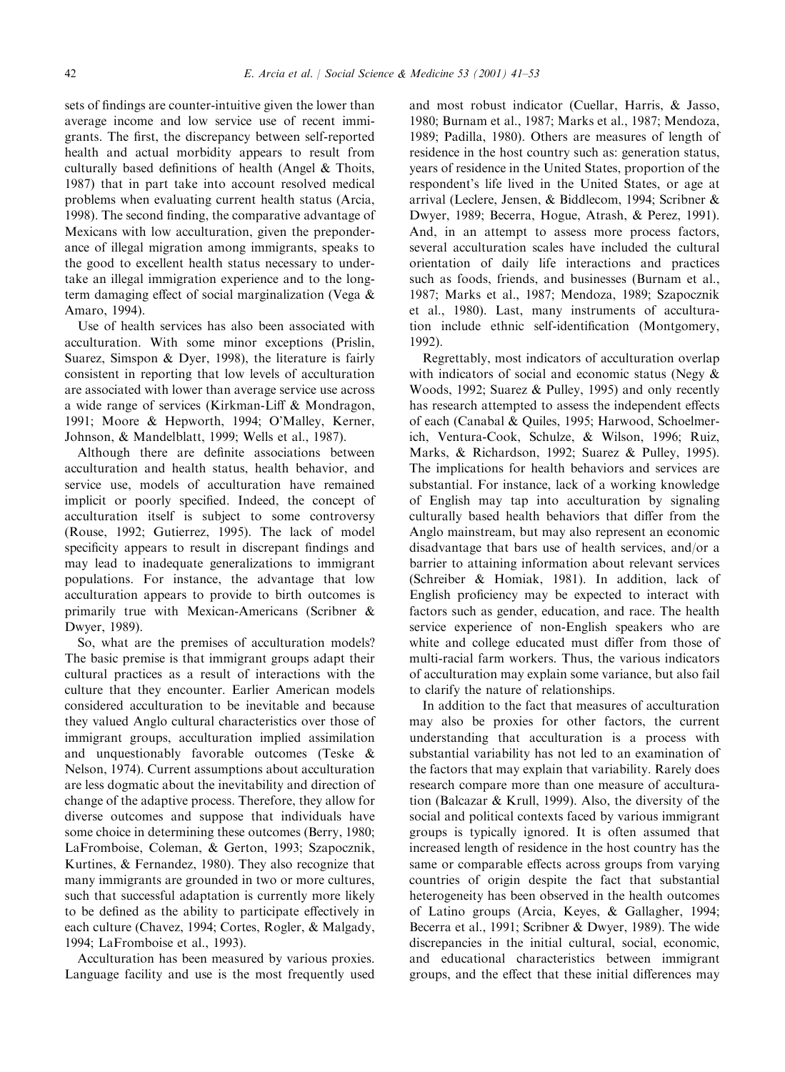sets of findings are counter-intuitive given the lower than average income and low service use of recent immigrants. The first, the discrepancy between self-reported health and actual morbidity appears to result from culturally based definitions of health (Angel & Thoits, 1987) that in part take into account resolved medical problems when evaluating current health status (Arcia, 1998). The second finding, the comparative advantage of Mexicans with low acculturation, given the preponderance of illegal migration among immigrants, speaks to the good to excellent health status necessary to undertake an illegal immigration experience and to the long-term damaging effect of social marginalization (Vega & Amaro, 1994).

Use of health services has also been associated with acculturation. With some minor exceptions (Prislin, Suarez, Simspon & Dyer, 1998), the literature is fairly consistent in reporting that low levels of acculturation are associated with lower than average service use across a wide range of services (Kirkman-Liff & Mondragon, 1991; Moore & Hepworth, 1994; O'Malley, Kerner, Johnson, & Mandelblatt, 1999; Wells et al., 1987).

Although there are definite associations between acculturation and health status, health behavior, and service use, models of acculturation have remained implicit or poorly specified. Indeed, the concept of acculturation itself is subject to some controversy (Rouse, 1992; Gutierrez, 1995). The lack of model specificity appears to result in discrepant findings and may lead to inadequate generalizations to immigrant populations. For instance, the advantage that low acculturation appears to provide to birth outcomes is primarily true with Mexican-Americans (Scribner & Dwyer, 1989).

So, what are the premises of acculturation models? The basic premise is that immigrant groups adapt their cultural practices as a result of interactions with the culture that they encounter. Earlier American models considered acculturation to be inevitable and because they valued Anglo cultural characteristics over those of immigrant groups, acculturation implied assimilation and unquestionably favorable outcomes (Teske & Nelson, 1974). Current assumptions about acculturation are less dogmatic about the inevitability and direction of change of the adaptive process. Therefore, they allow for diverse outcomes and suppose that individuals have some choice in determining these outcomes (Berry, 1980; LaFromboise, Coleman, & Gerton, 1993; Szapocznik, Kurtines, & Fernandez, 1980). They also recognize that many immigrants are grounded in two or more cultures, such that successful adaptation is currently more likely to be defined as the ability to participate effectively in each culture (Chavez, 1994; Cortes, Rogler, & Malgady, 1994; LaFromboise et al., 1993).

Acculturation has been measured by various proxies. Language facility and use is the most frequently used and most robust indicator (Cuellar, Harris, & Jasso, 1980; Burnam et al., 1987; Marks et al., 1987; Mendoza, 1989; Padilla, 1980). Others are measures of length of residence in the host country such as: generation status, years of residence in the United States, proportion of the respondent's life lived in the United States, or age at arrival (Leclere, Jensen, & Biddlecom, 1994; Scribner & Dwyer, 1989; Becerra, Hogue, Atrash, & Perez, 1991). And, in an attempt to assess more process factors, several acculturation scales have included the cultural orientation of daily life interactions and practices such as foods, friends, and businesses (Burnam et al., 1987; Marks et al., 1987; Mendoza, 1989; Szapocznik et al., 1980). Last, many instruments of acculturation include ethnic self-identification (Montgomery, 1992).

Regrettably, most indicators of acculturation overlap with indicators of social and economic status (Negy & Woods, 1992; Suarez & Pulley, 1995) and only recently has research attempted to assess the independent effects of each (Canabal & Quiles, 1995; Harwood, Schoelmerich, Ventura-Cook, Schulze, & Wilson, 1996; Ruiz, Marks, & Richardson, 1992; Suarez & Pulley, 1995). The implications for health behaviors and services are substantial. For instance, lack of a working knowledge of English may tap into acculturation by signaling culturally based health behaviors that differ from the Anglo mainstream, but may also represent an economic disadvantage that bars use of health services, and/or a barrier to attaining information about relevant services (Schreiber & Homiak, 1981). In addition, lack of English proficiency may be expected to interact with factors such as gender, education, and race. The health service experience of non-English speakers who are white and college educated must differ from those of multi-racial farm workers. Thus, the various indicators of acculturation may explain some variance, but also fail to clarify the nature of relationships.

In addition to the fact that measures of acculturation may also be proxies for other factors, the current understanding that acculturation is a process with substantial variability has not led to an examination of the factors that may explain that variability. Rarely does research compare more than one measure of acculturation (Balcazar & Krull, 1999). Also, the diversity of the social and political contexts faced by various immigrant groups is typically ignored. It is often assumed that increased length of residence in the host country has the same or comparable effects across groups from varying countries of origin despite the fact that substantial heterogeneity has been observed in the health outcomes of Latino groups (Arcia, Keyes, & Gallagher, 1994; Becerra et al., 1991; Scribner & Dwyer, 1989). The wide discrepancies in the initial cultural, social, economic, and educational characteristics between immigrant groups, and the effect that these initial differences may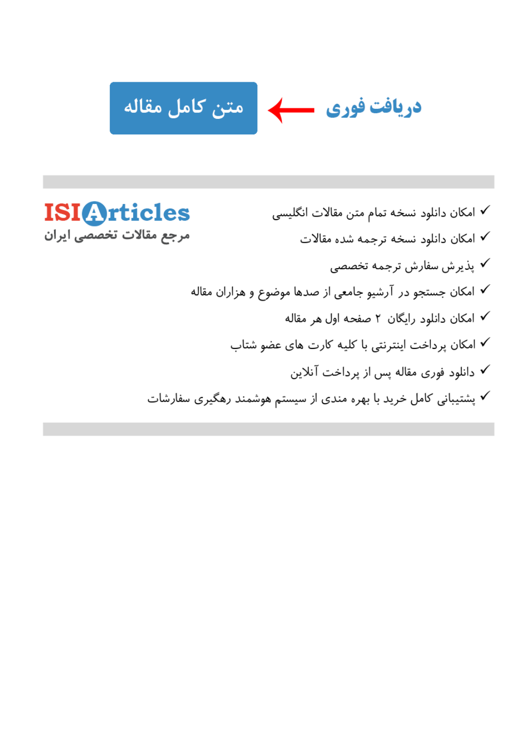دریافت فوری ← **متن کامل مقاله**

**ISIArticles**
مرجع مقالات تخصصی ایران

- ✓ امکان دانلود نسخه تمام متن مقالات انگلیسی
- ✓ امکان دانلود نسخه ترجمه شده مقالات
- ✓ پذیرش سفارش ترجمه تخصصی
- ✓ امکان جستجو در آرشیو جامعی از صدها موضوع و هزاران مقاله
- ✓ امکان دانلود رایگان ۲ صفحه اول هر مقاله
- ✓ امکان پرداخت اینترنتی با کلیه کارت های عضو شتاب
- ✓ دانلود فوری مقاله پس از پرداخت آنلاین
- ✓ پشتیبانی کامل خرید با بهره مندی از سیستم هوشمند رهگیری سفارشات